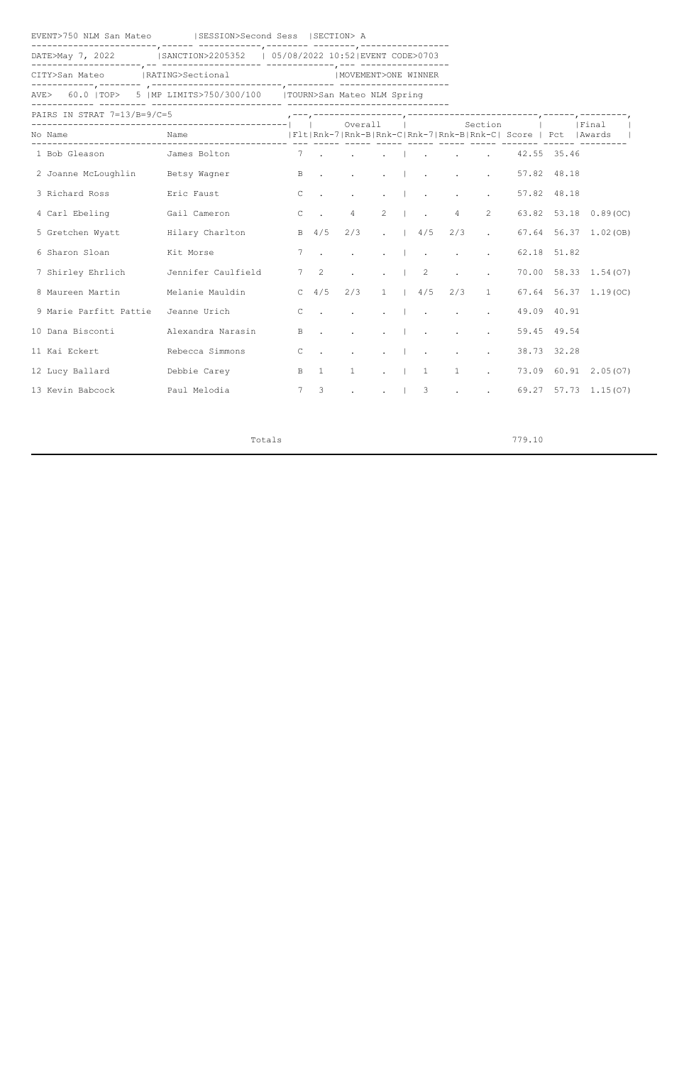EVENT>750 NLM San Mateo | SESSION>Second Sess | SECTION> A

DATE>May 7, 2022 | SANCTION>2205352 | 05/08/2022 10:52 | EVENT CODE>0703

CITY>San Mateo | RATING>Sectional | MOVEMENT>ONE WINNER

AVE> 60.0 | TOP> 5 | MP LIMITS>750/300/100 | TOURN>San Mateo NLM Spring

PAIRS IN STRAT 7=13/B=9/C=5

| No | Name | Name | Flt | Overall Rnk-7 | Overall Rnk-B | Overall Rnk-C | Section Rnk-7 | Section Rnk-B | Section Rnk-C | Score | Pct | Final Awards |
|---|---|---|---|---|---|---|---|---|---|---|---|---|
| 1 | Bob Gleason | James Bolton | 7 | . | . | . | . | . | . | 42.55 | 35.46 | |
| 2 | Joanne McLoughlin | Betsy Wagner | B | . | . | . | . | . | . | 57.82 | 48.18 | |
| 3 | Richard Ross | Eric Faust | C | . | . | . | . | . | . | 57.82 | 48.18 | |
| 4 | Carl Ebeling | Gail Cameron | C | . | 4 | 2 | . | 4 | 2 | 63.82 | 53.18 | 0.89(OC) |
| 5 | Gretchen Wyatt | Hilary Charlton | B | 4/5 | 2/3 | . | 4/5 | 2/3 | . | 67.64 | 56.37 | 1.02(OB) |
| 6 | Sharon Sloan | Kit Morse | 7 | . | . | . | . | . | . | 62.18 | 51.82 | |
| 7 | Shirley Ehrlich | Jennifer Caulfield | 7 | 2 | . | . | 2 | . | . | 70.00 | 58.33 | 1.54(O7) |
| 8 | Maureen Martin | Melanie Mauldin | C | 4/5 | 2/3 | 1 | 4/5 | 2/3 | 1 | 67.64 | 56.37 | 1.19(OC) |
| 9 | Marie Parfitt Pattie | Jeanne Urich | C | . | . | . | . | . | . | 49.09 | 40.91 | |
| 10 | Dana Bisconti | Alexandra Narasin | B | . | . | . | . | . | . | 59.45 | 49.54 | |
| 11 | Kai Eckert | Rebecca Simmons | C | . | . | . | . | . | . | 38.73 | 32.28 | |
| 12 | Lucy Ballard | Debbie Carey | B | 1 | 1 | . | 1 | 1 | . | 73.09 | 60.91 | 2.05(O7) |
| 13 | Kevin Babcock | Paul Melodia | 7 | 3 | . | . | 3 | . | . | 69.27 | 57.73 | 1.15(O7) |

Totals 779.10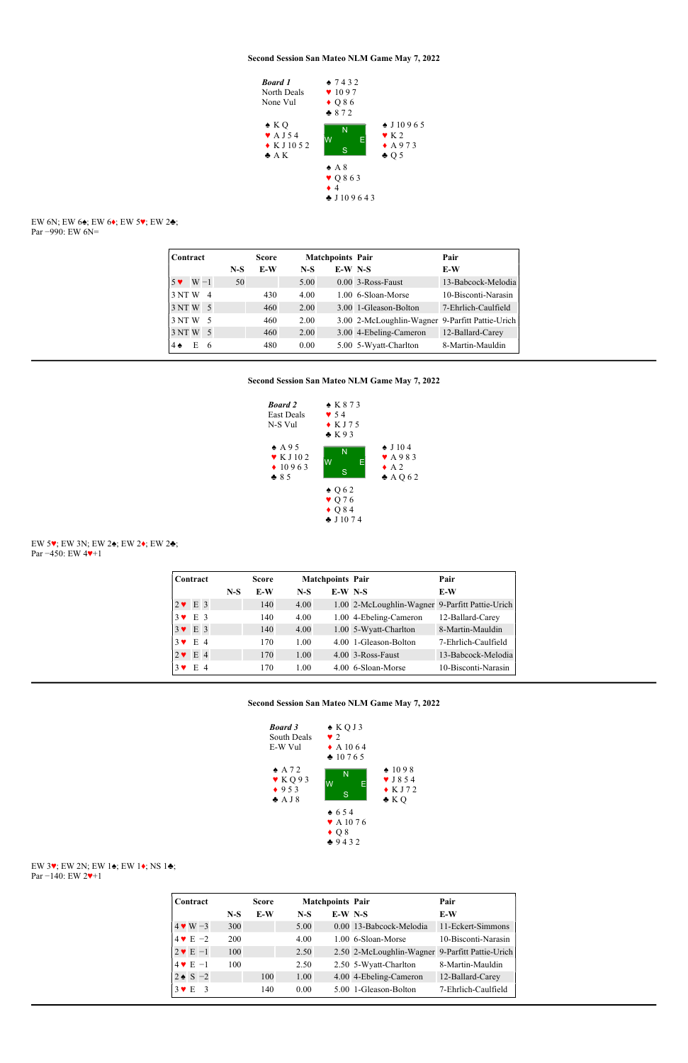**Second Session San Mateo NLM Game May 7, 2022**

***Board 1***
North Deals
None Vul

North: ♠ 7 4 3 2 ♥ 10 9 7 ♦ Q 8 6 ♣ 8 7 2

West: ♠ K Q ♥ A J 5 4 ♦ K J 10 5 2 ♣ A K

East: ♠ J 10 9 6 5 ♥ K 2 ♦ A 9 7 3 ♣ Q 5

South: ♠ A 8 ♥ Q 8 6 3 ♦ 4 ♣ J 10 9 6 4 3

EW 6N; EW 6♠; EW 6♦; EW 5♥; EW 2♣;
Par −990: EW 6N=

| Contract | | | Score | | Matchpoints | | Pair | Pair |
|---|---|---|---|---|---|---|---|---|
| | | | N-S | E-W | N-S | E-W | N-S | E-W |
| 5 ♥ | W | −1 | 50 | | 5.00 | 0.00 | 3-Ross-Faust | 13-Babcock-Melodia |
| 3 NT | W | 4 | | 430 | 4.00 | 1.00 | 6-Sloan-Morse | 10-Bisconti-Narasin |
| 3 NT | W | 5 | | 460 | 2.00 | 3.00 | 1-Gleason-Bolton | 7-Ehrlich-Caulfield |
| 3 NT | W | 5 | | 460 | 2.00 | 3.00 | 2-McLoughlin-Wagner | 9-Parfitt Pattie-Urich |
| 3 NT | W | 5 | | 460 | 2.00 | 3.00 | 4-Ebeling-Cameron | 12-Ballard-Carey |
| 4 ♠ | E | 6 | | 480 | 0.00 | 5.00 | 5-Wyatt-Charlton | 8-Martin-Mauldin |

**Second Session San Mateo NLM Game May 7, 2022**

***Board 2***
East Deals
N-S Vul

North: ♠ K 8 7 3 ♥ 5 4 ♦ K J 7 5 ♣ K 9 3

West: ♠ A 9 5 ♥ K J 10 2 ♦ 10 9 6 3 ♣ 8 5

East: ♠ J 10 4 ♥ A 9 8 3 ♦ A 2 ♣ A Q 6 2

South: ♠ Q 6 2 ♥ Q 7 6 ♦ Q 8 4 ♣ J 10 7 4

EW 5♥; EW 3N; EW 2♠; EW 2♦; EW 2♣;
Par −450: EW 4♥+1

| Contract | | | Score | | Matchpoints | | Pair | Pair |
|---|---|---|---|---|---|---|---|---|
| | | | N-S | E-W | N-S | E-W | N-S | E-W |
| 2 ♥ | E | 3 | | 140 | 4.00 | 1.00 | 2-McLoughlin-Wagner | 9-Parfitt Pattie-Urich |
| 3 ♥ | E | 3 | | 140 | 4.00 | 1.00 | 4-Ebeling-Cameron | 12-Ballard-Carey |
| 3 ♥ | E | 3 | | 140 | 4.00 | 1.00 | 5-Wyatt-Charlton | 8-Martin-Mauldin |
| 3 ♥ | E | 4 | | 170 | 1.00 | 4.00 | 1-Gleason-Bolton | 7-Ehrlich-Caulfield |
| 2 ♥ | E | 4 | | 170 | 1.00 | 4.00 | 3-Ross-Faust | 13-Babcock-Melodia |
| 3 ♥ | E | 4 | | 170 | 1.00 | 4.00 | 6-Sloan-Morse | 10-Bisconti-Narasin |

**Second Session San Mateo NLM Game May 7, 2022**

***Board 3***
South Deals
E-W Vul

North: ♠ K Q J 3 ♥ 2 ♦ A 10 6 4 ♣ 10 7 6 5

West: ♠ A 7 2 ♥ K Q 9 3 ♦ 9 5 3 ♣ A J 8

East: ♠ 10 9 8 ♥ J 8 5 4 ♦ K J 7 2 ♣ K Q

South: ♠ 6 5 4 ♥ A 10 7 6 ♦ Q 8 ♣ 9 4 3 2

EW 3♥; EW 2N; EW 1♠; EW 1♦; NS 1♣;
Par −140: EW 2♥+1

| Contract | | | Score | | Matchpoints | | Pair | Pair |
|---|---|---|---|---|---|---|---|---|
| | | | N-S | E-W | N-S | E-W | N-S | E-W |
| 4 ♥ | W | −3 | 300 | | 5.00 | 0.00 | 13-Babcock-Melodia | 11-Eckert-Simmons |
| 4 ♥ | E | −2 | 200 | | 4.00 | 1.00 | 6-Sloan-Morse | 10-Bisconti-Narasin |
| 2 ♥ | E | −1 | 100 | | 2.50 | 2.50 | 2-McLoughlin-Wagner | 9-Parfitt Pattie-Urich |
| 4 ♥ | E | −1 | 100 | | 2.50 | 2.50 | 5-Wyatt-Charlton | 8-Martin-Mauldin |
| 2 ♠ | S | −2 | | 100 | 1.00 | 4.00 | 4-Ebeling-Cameron | 12-Ballard-Carey |
| 3 ♥ | E | 3 | | 140 | 0.00 | 5.00 | 1-Gleason-Bolton | 7-Ehrlich-Caulfield |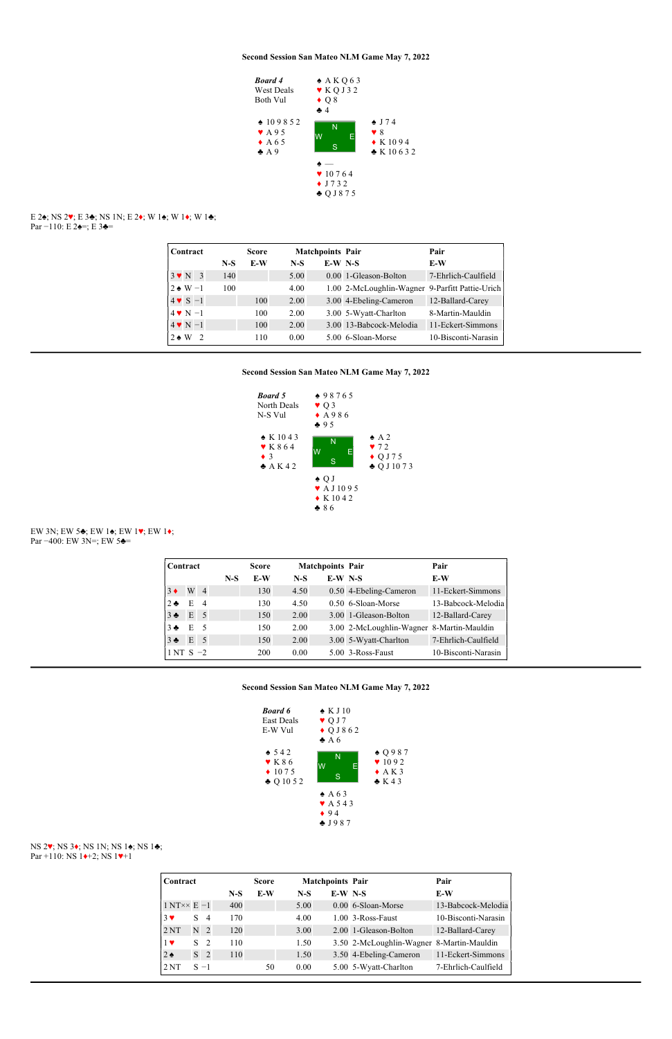**Second Session San Mateo NLM Game May 7, 2022**

***Board 4***
West Deals
Both Vul

North: ♠ A K Q 6 3 ♥ K Q J 3 2 ♦ Q 8 ♣ 4

West: ♠ 10 9 8 5 2 ♥ A 9 5 ♦ A 6 5 ♣ A 9

East: ♠ J 7 4 ♥ 8 ♦ K 10 9 4 ♣ K 10 6 3 2

South: ♠ — ♥ 10 7 6 4 ♦ J 7 3 2 ♣ Q J 8 7 5

E 2♠; NS 2♥; E 3♣; NS 1N; E 2♦; W 1♠; W 1♦; W 1♣;
Par −110: E 2♠=; E 3♣=

| Contract | | | Score | | Matchpoints | | Pair | Pair |
|---|---|---|---|---|---|---|---|---|
| | | | N-S | E-W | N-S | E-W | N-S | E-W |
| 3♥ | N | 3 | 140 | | 5.00 | 0.00 | 1-Gleason-Bolton | 7-Ehrlich-Caulfield |
| 2♠ | W | −1 | 100 | | 4.00 | 1.00 | 2-McLoughlin-Wagner | 9-Parfitt Pattie-Urich |
| 4♥ | S | −1 | | 100 | 2.00 | 3.00 | 4-Ebeling-Cameron | 12-Ballard-Carey |
| 4♥ | N | −1 | | 100 | 2.00 | 3.00 | 5-Wyatt-Charlton | 8-Martin-Mauldin |
| 4♥ | N | −1 | | 100 | 2.00 | 3.00 | 13-Babcock-Melodia | 11-Eckert-Simmons |
| 2♠ | W | 2 | | 110 | 0.00 | 5.00 | 6-Sloan-Morse | 10-Bisconti-Narasin |

**Second Session San Mateo NLM Game May 7, 2022**

***Board 5***
North Deals
N-S Vul

North: ♠ 9 8 7 6 5 ♥ Q 3 ♦ A 9 8 6 ♣ 9 5

West: ♠ K 10 4 3 ♥ K 8 6 4 ♦ 3 ♣ A K 4 2

East: ♠ A 2 ♥ 7 2 ♦ Q J 7 5 ♣ Q J 10 7 3

South: ♠ Q J ♥ A J 10 9 5 ♦ K 10 4 2 ♣ 8 6

EW 3N; EW 5♣; EW 1♠; EW 1♥; EW 1♦;
Par −400: EW 3N=; EW 5♣=

| Contract | | | Score | | Matchpoints | | Pair | Pair |
|---|---|---|---|---|---|---|---|---|
| | | | N-S | E-W | N-S | E-W | N-S | E-W |
| 3♦ | W | 4 | | 130 | 4.50 | 0.50 | 4-Ebeling-Cameron | 11-Eckert-Simmons |
| 2♣ | E | 4 | | 130 | 4.50 | 0.50 | 6-Sloan-Morse | 13-Babcock-Melodia |
| 3♣ | E | 5 | | 150 | 2.00 | 3.00 | 1-Gleason-Bolton | 12-Ballard-Carey |
| 3♣ | E | 5 | | 150 | 2.00 | 3.00 | 2-McLoughlin-Wagner | 8-Martin-Mauldin |
| 3♣ | E | 5 | | 150 | 2.00 | 3.00 | 5-Wyatt-Charlton | 7-Ehrlich-Caulfield |
| 1 NT | S | −2 | | 200 | 0.00 | 5.00 | 3-Ross-Faust | 10-Bisconti-Narasin |

**Second Session San Mateo NLM Game May 7, 2022**

***Board 6***
East Deals
E-W Vul

North: ♠ K J 10 ♥ Q J 7 ♦ Q J 8 6 2 ♣ A 6

West: ♠ 5 4 2 ♥ K 8 6 ♦ 10 7 5 ♣ Q 10 5 2

East: ♠ Q 9 8 7 ♥ 10 9 2 ♦ A K 3 ♣ K 4 3

South: ♠ A 6 3 ♥ A 5 4 3 ♦ 9 4 ♣ J 9 8 7

NS 2♥; NS 3♦; NS 1N; NS 1♠; NS 1♣;
Par +110: NS 1♦+2; NS 1♥+1

| Contract | | | Score | | Matchpoints | | Pair | Pair |
|---|---|---|---|---|---|---|---|---|
| | | | N-S | E-W | N-S | E-W | N-S | E-W |
| 1 NT×× | E | −1 | 400 | | 5.00 | 0.00 | 6-Sloan-Morse | 13-Babcock-Melodia |
| 3♥ | S | 4 | 170 | | 4.00 | 1.00 | 3-Ross-Faust | 10-Bisconti-Narasin |
| 2 NT | N | 2 | 120 | | 3.00 | 2.00 | 1-Gleason-Bolton | 12-Ballard-Carey |
| 1♥ | S | 2 | 110 | | 1.50 | 3.50 | 2-McLoughlin-Wagner | 8-Martin-Mauldin |
| 2♠ | S | 2 | 110 | | 1.50 | 3.50 | 4-Ebeling-Cameron | 11-Eckert-Simmons |
| 2 NT | S | −1 | | 50 | 0.00 | 5.00 | 5-Wyatt-Charlton | 7-Ehrlich-Caulfield |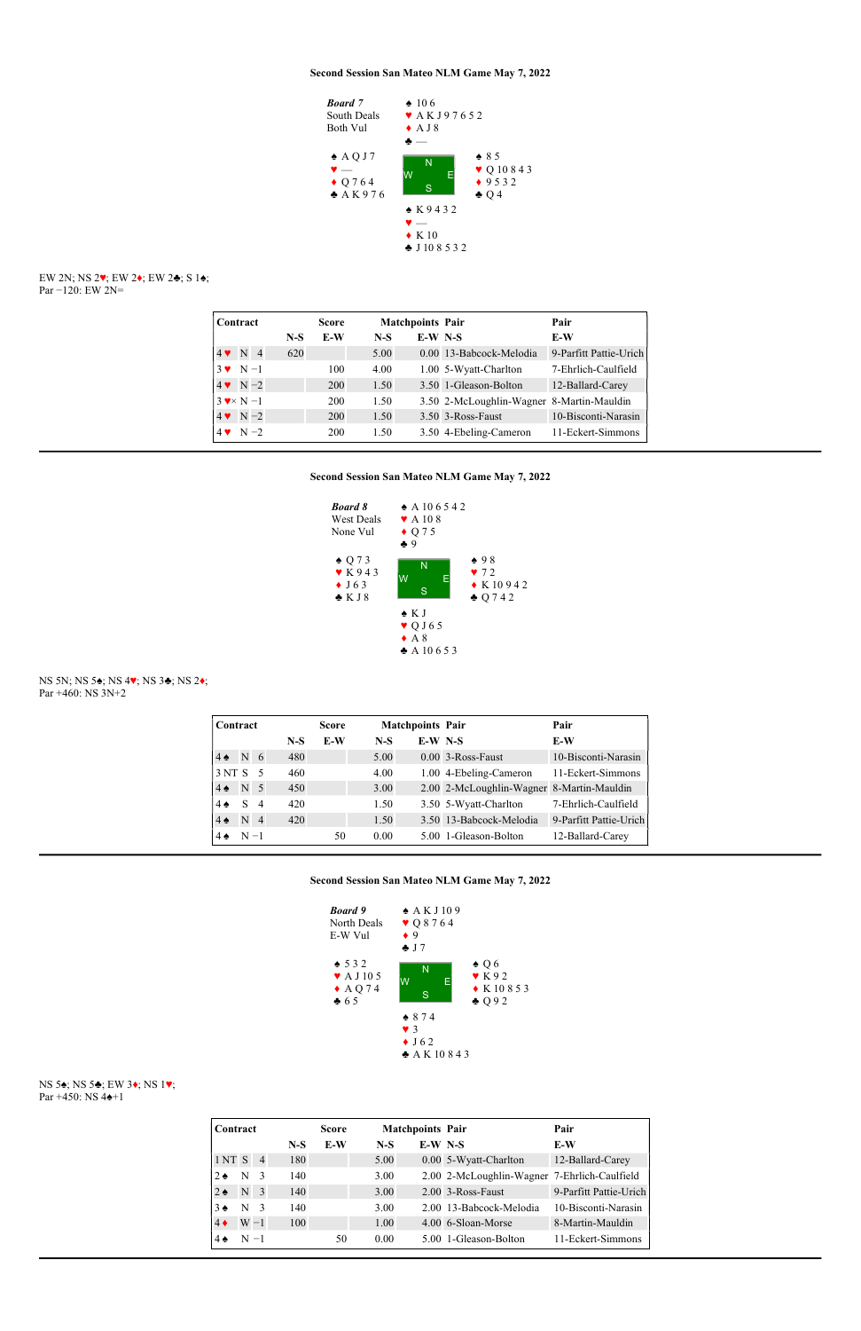### Second Session San Mateo NLM Game May 7, 2022

***Board 7***
South Deals
Both Vul

North: ♠ 10 6 ♥ A K J 9 7 6 5 2 ♦ A J 8 ♣ —

West: ♠ A Q J 7 ♥ — ♦ Q 7 6 4 ♣ A K 9 7 6

East: ♠ 8 5 ♥ Q 10 8 4 3 ♦ 9 5 3 2 ♣ Q 4

South: ♠ K 9 4 3 2 ♥ — ♦ K 10 ♣ J 10 8 5 3 2

EW 2N; NS 2♥; EW 2♦; EW 2♣; S 1♠;
Par −120: EW 2N=

| Contract | | | Score | | Matchpoints | | Pair | Pair |
|---|---|---|---|---|---|---|---|---|
| | | | N-S | E-W | N-S | E-W | N-S | E-W |
| 4♥ | N | 4 | 620 | | 5.00 | 0.00 | 13-Babcock-Melodia | 9-Parfitt Pattie-Urich |
| 3♥ | N | −1 | | 100 | 4.00 | 1.00 | 5-Wyatt-Charlton | 7-Ehrlich-Caulfield |
| 4♥ | N | −2 | | 200 | 1.50 | 3.50 | 1-Gleason-Bolton | 12-Ballard-Carey |
| 3♥× | N | −1 | | 200 | 1.50 | 3.50 | 2-McLoughlin-Wagner | 8-Martin-Mauldin |
| 4♥ | N | −2 | | 200 | 1.50 | 3.50 | 3-Ross-Faust | 10-Bisconti-Narasin |
| 4♥ | N | −2 | | 200 | 1.50 | 3.50 | 4-Ebeling-Cameron | 11-Eckert-Simmons |

---

### Second Session San Mateo NLM Game May 7, 2022

***Board 8***
West Deals
None Vul

North: ♠ A 10 6 5 4 2 ♥ A 10 8 ♦ Q 7 5 ♣ 9

West: ♠ Q 7 3 ♥ K 9 4 3 ♦ J 6 3 ♣ K J 8

East: ♠ 9 8 ♥ 7 2 ♦ K 10 9 4 2 ♣ Q 7 4 2

South: ♠ K J ♥ Q J 6 5 ♦ A 8 ♣ A 10 6 5 3

NS 5N; NS 5♠; NS 4♥; NS 3♣; NS 2♦;
Par +460: NS 3N+2

| Contract | | | Score | | Matchpoints | | Pair | Pair |
|---|---|---|---|---|---|---|---|---|
| | | | N-S | E-W | N-S | E-W | N-S | E-W |
| 4♠ | N | 6 | 480 | | 5.00 | 0.00 | 3-Ross-Faust | 10-Bisconti-Narasin |
| 3 NT | S | 5 | 460 | | 4.00 | 1.00 | 4-Ebeling-Cameron | 11-Eckert-Simmons |
| 4♠ | N | 5 | 450 | | 3.00 | 2.00 | 2-McLoughlin-Wagner | 8-Martin-Mauldin |
| 4♠ | S | 4 | 420 | | 1.50 | 3.50 | 5-Wyatt-Charlton | 7-Ehrlich-Caulfield |
| 4♠ | N | 4 | 420 | | 1.50 | 3.50 | 13-Babcock-Melodia | 9-Parfitt Pattie-Urich |
| 4♠ | N | −1 | | 50 | 0.00 | 5.00 | 1-Gleason-Bolton | 12-Ballard-Carey |

---

### Second Session San Mateo NLM Game May 7, 2022

***Board 9***
North Deals
E-W Vul

North: ♠ A K J 10 9 ♥ Q 8 7 6 4 ♦ 9 ♣ J 7

West: ♠ 5 3 2 ♥ A J 10 5 ♦ A Q 7 4 ♣ 6 5

East: ♠ Q 6 ♥ K 9 2 ♦ K 10 8 5 3 ♣ Q 9 2

South: ♠ 8 7 4 ♥ 3 ♦ J 6 2 ♣ A K 10 8 4 3

NS 5♠; NS 5♣; EW 3♦; NS 1♥;
Par +450: NS 4♠+1

| Contract | | | Score | | Matchpoints | | Pair | Pair |
|---|---|---|---|---|---|---|---|---|
| | | | N-S | E-W | N-S | E-W | N-S | E-W |
| 1 NT | S | 4 | 180 | | 5.00 | 0.00 | 5-Wyatt-Charlton | 12-Ballard-Carey |
| 2♠ | N | 3 | 140 | | 3.00 | 2.00 | 2-McLoughlin-Wagner | 7-Ehrlich-Caulfield |
| 2♠ | N | 3 | 140 | | 3.00 | 2.00 | 3-Ross-Faust | 9-Parfitt Pattie-Urich |
| 3♠ | N | 3 | 140 | | 3.00 | 2.00 | 13-Babcock-Melodia | 10-Bisconti-Narasin |
| 4♦ | W | −1 | 100 | | 1.00 | 4.00 | 6-Sloan-Morse | 8-Martin-Mauldin |
| 4♠ | N | −1 | | 50 | 0.00 | 5.00 | 1-Gleason-Bolton | 11-Eckert-Simmons |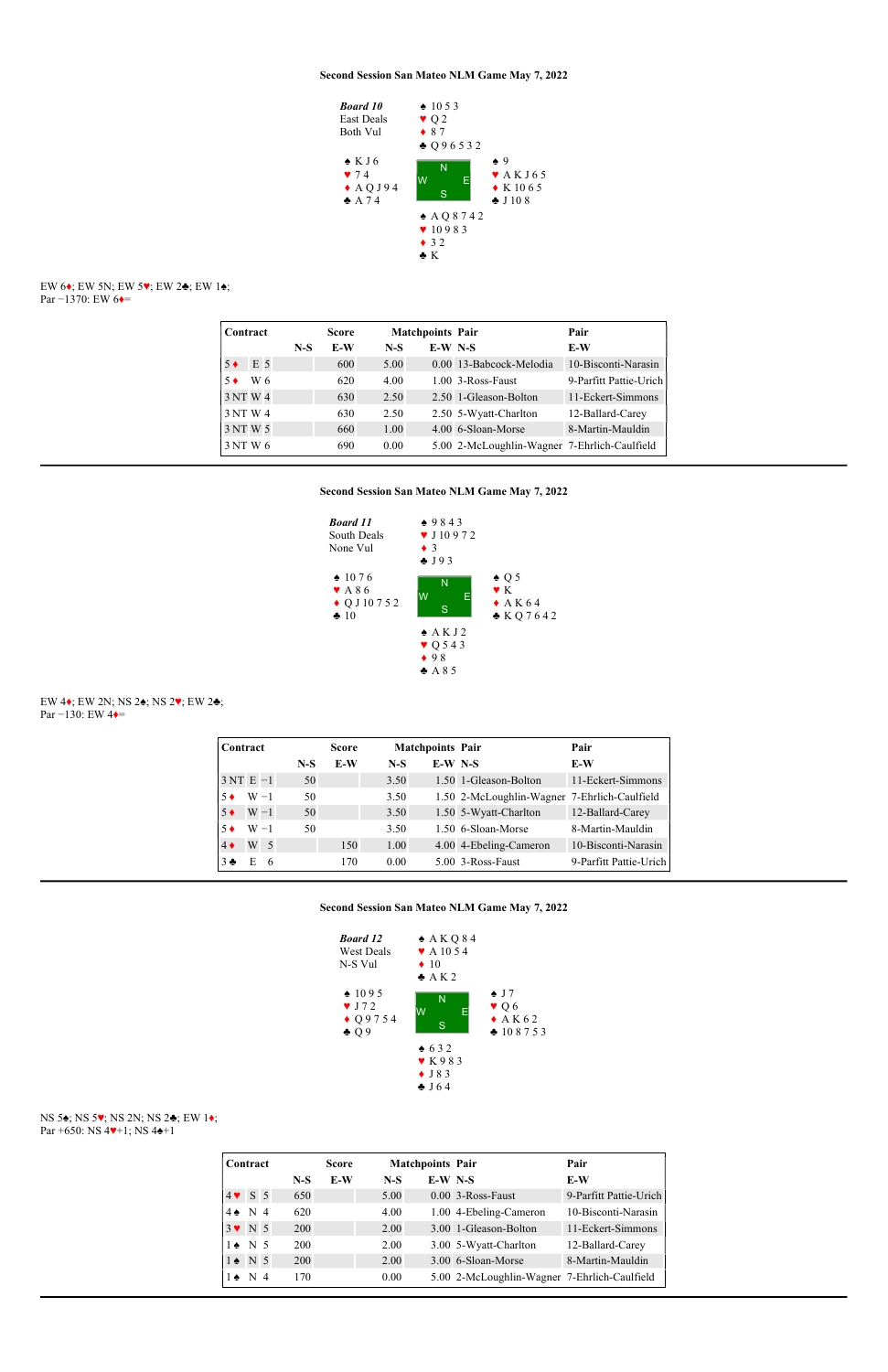### Second Session San Mateo NLM Game May 7, 2022

***Board 10***
East Deals
Both Vul

North: ♠ 10 5 3 ♥ Q 2 ♦ 8 7 ♣ Q 9 6 5 3 2

West: ♠ K J 6 ♥ 7 4 ♦ A Q J 9 4 ♣ A 7 4

East: ♠ 9 ♥ A K J 6 5 ♦ K 10 6 5 ♣ J 10 8

South: ♠ A Q 8 7 4 2 ♥ 10 9 8 3 ♦ 3 2 ♣ K

EW 6♦; EW 5N; EW 5♥; EW 2♣; EW 1♠;
Par −1370: EW 6♦=

| Contract | Score N-S | Score E-W | Matchpoints N-S | Matchpoints E-W | Pair N-S | Pair E-W |
|---|---|---|---|---|---|---|
| 5♦ E 5 | | 600 | 5.00 | 0.00 | 13-Babcock-Melodia | 10-Bisconti-Narasin |
| 5♦ W 6 | | 620 | 4.00 | 1.00 | 3-Ross-Faust | 9-Parfitt Pattie-Urich |
| 3 NT W 4 | | 630 | 2.50 | 2.50 | 1-Gleason-Bolton | 11-Eckert-Simmons |
| 3 NT W 4 | | 630 | 2.50 | 2.50 | 5-Wyatt-Charlton | 12-Ballard-Carey |
| 3 NT W 5 | | 660 | 1.00 | 4.00 | 6-Sloan-Morse | 8-Martin-Mauldin |
| 3 NT W 6 | | 690 | 0.00 | 5.00 | 2-McLoughlin-Wagner | 7-Ehrlich-Caulfield |

---

### Second Session San Mateo NLM Game May 7, 2022

***Board 11***
South Deals
None Vul

North: ♠ 9 8 4 3 ♥ J 10 9 7 2 ♦ 3 ♣ J 9 3

West: ♠ 10 7 6 ♥ A 8 6 ♦ Q J 10 7 5 2 ♣ 10

East: ♠ Q 5 ♥ K ♦ A K 6 4 ♣ K Q 7 6 4 2

South: ♠ A K J 2 ♥ Q 5 4 3 ♦ 9 8 ♣ A 8 5

EW 4♦; EW 2N; NS 2♠; NS 2♥; EW 2♣;
Par −130: EW 4♦=

| Contract | Score N-S | Score E-W | Matchpoints N-S | Matchpoints E-W | Pair N-S | Pair E-W |
|---|---|---|---|---|---|---|
| 3 NT E −1 | 50 | | 3.50 | 1.50 | 1-Gleason-Bolton | 11-Eckert-Simmons |
| 5♦ W −1 | 50 | | 3.50 | 1.50 | 2-McLoughlin-Wagner | 7-Ehrlich-Caulfield |
| 5♦ W −1 | 50 | | 3.50 | 1.50 | 5-Wyatt-Charlton | 12-Ballard-Carey |
| 5♦ W −1 | 50 | | 3.50 | 1.50 | 6-Sloan-Morse | 8-Martin-Mauldin |
| 4♦ W 5 | | 150 | 1.00 | 4.00 | 4-Ebeling-Cameron | 10-Bisconti-Narasin |
| 3♣ E 6 | | 170 | 0.00 | 5.00 | 3-Ross-Faust | 9-Parfitt Pattie-Urich |

---

### Second Session San Mateo NLM Game May 7, 2022

***Board 12***
West Deals
N-S Vul

North: ♠ A K Q 8 4 ♥ A 10 5 4 ♦ 10 ♣ A K 2

West: ♠ 10 9 5 ♥ J 7 2 ♦ Q 9 7 5 4 ♣ Q 9

East: ♠ J 7 ♥ Q 6 ♦ A K 6 2 ♣ 10 8 7 5 3

South: ♠ 6 3 2 ♥ K 9 8 3 ♦ J 8 3 ♣ J 6 4

NS 5♠; NS 5♥; NS 2N; NS 2♣; EW 1♦;
Par +650: NS 4♥+1; NS 4♠+1

| Contract | Score N-S | Score E-W | Matchpoints N-S | Matchpoints E-W | Pair N-S | Pair E-W |
|---|---|---|---|---|---|---|
| 4♥ S 5 | 650 | | 5.00 | 0.00 | 3-Ross-Faust | 9-Parfitt Pattie-Urich |
| 4♠ N 4 | 620 | | 4.00 | 1.00 | 4-Ebeling-Cameron | 10-Bisconti-Narasin |
| 3♥ N 5 | 200 | | 2.00 | 3.00 | 1-Gleason-Bolton | 11-Eckert-Simmons |
| 1♠ N 5 | 200 | | 2.00 | 3.00 | 5-Wyatt-Charlton | 12-Ballard-Carey |
| 1♠ N 5 | 200 | | 2.00 | 3.00 | 6-Sloan-Morse | 8-Martin-Mauldin |
| 1♠ N 4 | 170 | | 0.00 | 5.00 | 2-McLoughlin-Wagner | 7-Ehrlich-Caulfield |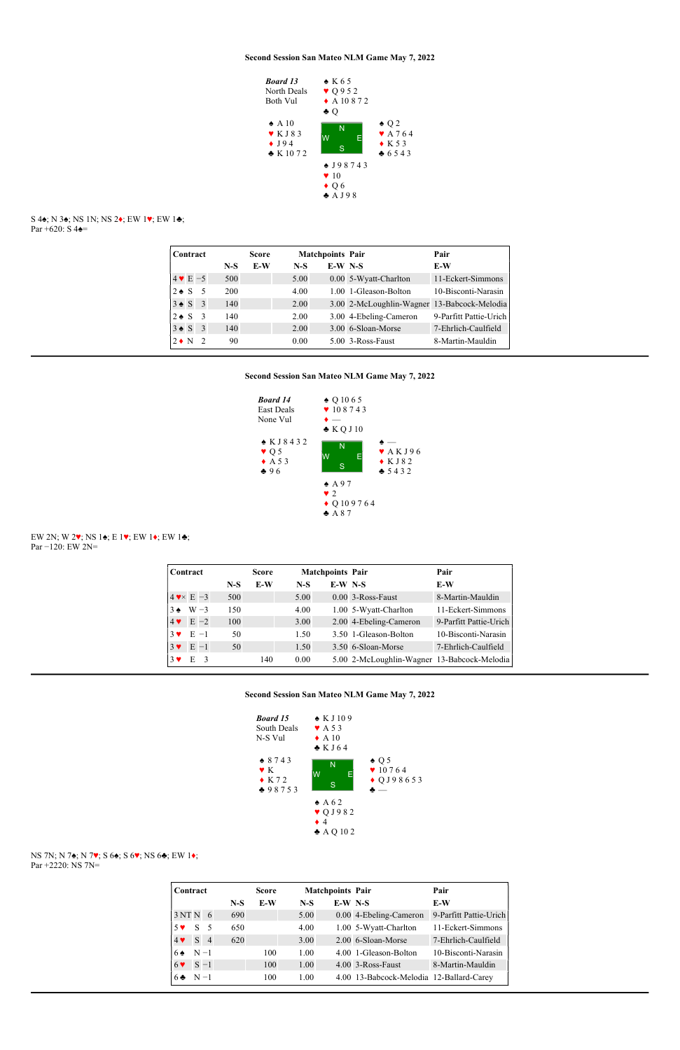**Second Session San Mateo NLM Game May 7, 2022**

*Board 13*
North Deals
Both Vul

North:
♠ K 6 5
♥ Q 9 5 2
♦ A 10 8 7 2
♣ Q

West:
♠ A 10
♥ K J 8 3
♦ J 9 4
♣ K 10 7 2

East:
♠ Q 2
♥ A 7 6 4
♦ K 5 3
♣ 6 5 4 3

South:
♠ J 9 8 7 4 3
♥ 10
♦ Q 6
♣ A J 9 8

S 4♠; N 3♠; NS 1N; NS 2♦; EW 1♥; EW 1♣;
Par +620: S 4♠=

| Contract | | | Score | | Matchpoints | | Pair | Pair |
|---|---|---|---|---|---|---|---|---|
| | | | N-S | E-W | N-S | E-W | N-S | E-W |
| 4♥ | E | −5 | 500 | | 5.00 | 0.00 | 5-Wyatt-Charlton | 11-Eckert-Simmons |
| 2♠ | S | 5 | 200 | | 4.00 | 1.00 | 1-Gleason-Bolton | 10-Bisconti-Narasin |
| 3♠ | S | 3 | 140 | | 2.00 | 3.00 | 2-McLoughlin-Wagner | 13-Babcock-Melodia |
| 2♠ | S | 3 | 140 | | 2.00 | 3.00 | 4-Ebeling-Cameron | 9-Parfitt Pattie-Urich |
| 3♠ | S | 3 | 140 | | 2.00 | 3.00 | 6-Sloan-Morse | 7-Ehrlich-Caulfield |
| 2♦ | N | 2 | 90 | | 0.00 | 5.00 | 3-Ross-Faust | 8-Martin-Mauldin |

**Second Session San Mateo NLM Game May 7, 2022**

*Board 14*
East Deals
None Vul

North:
♠ Q 10 6 5
♥ 10 8 7 4 3
♦ —
♣ K Q J 10

West:
♠ K J 8 4 3 2
♥ Q 5
♦ A 5 3
♣ 9 6

East:
♠ —
♥ A K J 9 6
♦ K J 8 2
♣ 5 4 3 2

South:
♠ A 9 7
♥ 2
♦ Q 10 9 7 6 4
♣ A 8 7

EW 2N; W 2♥; NS 1♠; E 1♥; EW 1♦; EW 1♣;
Par −120: EW 2N=

| Contract | | | Score | | Matchpoints | | Pair | Pair |
|---|---|---|---|---|---|---|---|---|
| | | | N-S | E-W | N-S | E-W | N-S | E-W |
| 4♥× | E | −3 | 500 | | 5.00 | 0.00 | 3-Ross-Faust | 8-Martin-Mauldin |
| 3♠ | W | −3 | 150 | | 4.00 | 1.00 | 5-Wyatt-Charlton | 11-Eckert-Simmons |
| 4♥ | E | −2 | 100 | | 3.00 | 2.00 | 4-Ebeling-Cameron | 9-Parfitt Pattie-Urich |
| 3♥ | E | −1 | 50 | | 1.50 | 3.50 | 1-Gleason-Bolton | 10-Bisconti-Narasin |
| 3♥ | E | −1 | 50 | | 1.50 | 3.50 | 6-Sloan-Morse | 7-Ehrlich-Caulfield |
| 3♥ | E | 3 | | 140 | 0.00 | 5.00 | 2-McLoughlin-Wagner | 13-Babcock-Melodia |

**Second Session San Mateo NLM Game May 7, 2022**

*Board 15*
South Deals
N-S Vul

North:
♠ K J 10 9
♥ A 5 3
♦ A 10
♣ K J 6 4

West:
♠ 8 7 4 3
♥ K
♦ K 7 2
♣ 9 8 7 5 3

East:
♠ Q 5
♥ 10 7 6 4
♦ Q J 9 8 6 5 3
♣ —

South:
♠ A 6 2
♥ Q J 9 8 2
♦ 4
♣ A Q 10 2

NS 7N; N 7♠; N 7♥; S 6♠; S 6♥; NS 6♣; EW 1♦;
Par +2220: NS 7N=

| Contract | | | Score | | Matchpoints | | Pair | Pair |
|---|---|---|---|---|---|---|---|---|
| | | | N-S | E-W | N-S | E-W | N-S | E-W |
| 3 NT | N | 6 | 690 | | 5.00 | 0.00 | 4-Ebeling-Cameron | 9-Parfitt Pattie-Urich |
| 5♥ | S | 5 | 650 | | 4.00 | 1.00 | 5-Wyatt-Charlton | 11-Eckert-Simmons |
| 4♥ | S | 4 | 620 | | 3.00 | 2.00 | 6-Sloan-Morse | 7-Ehrlich-Caulfield |
| 6♠ | N | −1 | | 100 | 1.00 | 4.00 | 1-Gleason-Bolton | 10-Bisconti-Narasin |
| 6♥ | S | −1 | | 100 | 1.00 | 4.00 | 3-Ross-Faust | 8-Martin-Mauldin |
| 6♣ | N | −1 | | 100 | 1.00 | 4.00 | 13-Babcock-Melodia | 12-Ballard-Carey |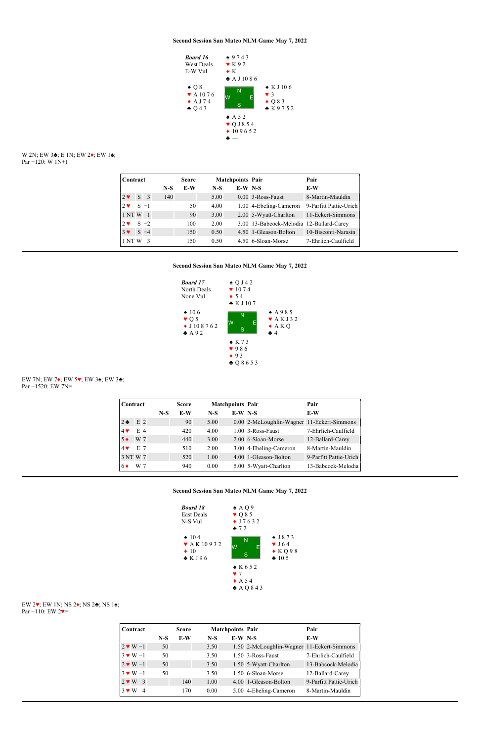### Second Session San Mateo NLM Game May 7, 2022

***Board 16***
West Deals
E-W Vul

North:
♠ 9 7 4 3
♥ K 9 2
♦ K
♣ A J 10 8 6

West:
♠ Q 8
♥ A 10 7 6
♦ A J 7 4
♣ Q 4 3

East:
♠ K J 10 6
♥ 3
♦ Q 8 3
♣ K 9 7 5 2

South:
♠ A 5 2
♥ Q J 8 5 4
♦ 10 9 6 5 2
♣ —

W 2N; EW 3♣; E 1N; EW 2♦; EW 1♠;
Par −120: W 1N+1

| Contract | | | Score | | Matchpoints | | Pair | Pair |
|---|---|---|---|---|---|---|---|---|
| | | | N-S | E-W | N-S | E-W | N-S | E-W |
| 2♥ | S | 3 | 140 | | 5.00 | 0.00 | 3-Ross-Faust | 8-Martin-Mauldin |
| 2♥ | S | −1 | | 50 | 4.00 | 1.00 | 4-Ebeling-Cameron | 9-Parfitt Pattie-Urich |
| 1 NT | W | 1 | | 90 | 3.00 | 2.00 | 5-Wyatt-Charlton | 11-Eckert-Simmons |
| 2♥ | S | −2 | | 100 | 2.00 | 3.00 | 13-Babcock-Melodia | 12-Ballard-Carey |
| 3♥ | S | −4 | | 150 | 0.50 | 4.50 | 1-Gleason-Bolton | 10-Bisconti-Narasin |
| 1 NT | W | 3 | | 150 | 0.50 | 4.50 | 6-Sloan-Morse | 7-Ehrlich-Caulfield |

---

### Second Session San Mateo NLM Game May 7, 2022

***Board 17***
North Deals
None Vul

North:
♠ Q J 4 2
♥ 10 7 4
♦ 5 4
♣ K J 10 7

West:
♠ 10 6
♥ Q 5
♦ J 10 8 7 6 2
♣ A 9 2

East:
♠ A 9 8 5
♥ A K J 3 2
♦ A K Q
♣ 4

South:
♠ K 7 3
♥ 9 8 6
♦ 9 3
♣ Q 8 6 5 3

EW 7N; EW 7♦; EW 5♥; EW 3♠; EW 3♣;
Par −1520: EW 7N=

| Contract | | | Score | | Matchpoints | | Pair | Pair |
|---|---|---|---|---|---|---|---|---|
| | | | N-S | E-W | N-S | E-W | N-S | E-W |
| 2♣ | E | 2 | | 90 | 5.00 | 0.00 | 2-McLoughlin-Wagner | 11-Eckert-Simmons |
| 4♥ | E | 4 | | 420 | 4.00 | 1.00 | 3-Ross-Faust | 7-Ehrlich-Caulfield |
| 5♦ | W | 7 | | 440 | 3.00 | 2.00 | 6-Sloan-Morse | 12-Ballard-Carey |
| 4♥ | E | 7 | | 510 | 2.00 | 3.00 | 4-Ebeling-Cameron | 8-Martin-Mauldin |
| 3 NT | W | 7 | | 520 | 1.00 | 4.00 | 1-Gleason-Bolton | 9-Parfitt Pattie-Urich |
| 6♦ | W | 7 | | 940 | 0.00 | 5.00 | 5-Wyatt-Charlton | 13-Babcock-Melodia |

---

### Second Session San Mateo NLM Game May 7, 2022

***Board 18***
East Deals
N-S Vul

North:
♠ A Q 9
♥ Q 8 5
♦ J 7 6 3 2
♣ 7 2

West:
♠ 10 4
♥ A K 10 9 3 2
♦ 10
♣ K J 9 6

East:
♠ J 8 7 3
♥ J 6 4
♦ K Q 9 8
♣ 10 5

South:
♠ K 6 5 2
♥ 7
♦ A 5 4
♣ A Q 8 4 3

EW 2♥; EW 1N; NS 2♦; NS 2♣; NS 1♠;
Par −110: EW 2♥=

| Contract | | | Score | | Matchpoints | | Pair | Pair |
|---|---|---|---|---|---|---|---|---|
| | | | N-S | E-W | N-S | E-W | N-S | E-W |
| 2♥ | W | −1 | 50 | | 3.50 | 1.50 | 2-McLoughlin-Wagner | 11-Eckert-Simmons |
| 3♥ | W | −1 | 50 | | 3.50 | 1.50 | 3-Ross-Faust | 7-Ehrlich-Caulfield |
| 2♥ | W | −1 | 50 | | 3.50 | 1.50 | 5-Wyatt-Charlton | 13-Babcock-Melodia |
| 3♥ | W | −1 | 50 | | 3.50 | 1.50 | 6-Sloan-Morse | 12-Ballard-Carey |
| 2♥ | W | 3 | | 140 | 1.00 | 4.00 | 1-Gleason-Bolton | 9-Parfitt Pattie-Urich |
| 3♥ | W | 4 | | 170 | 0.00 | 5.00 | 4-Ebeling-Cameron | 8-Martin-Mauldin |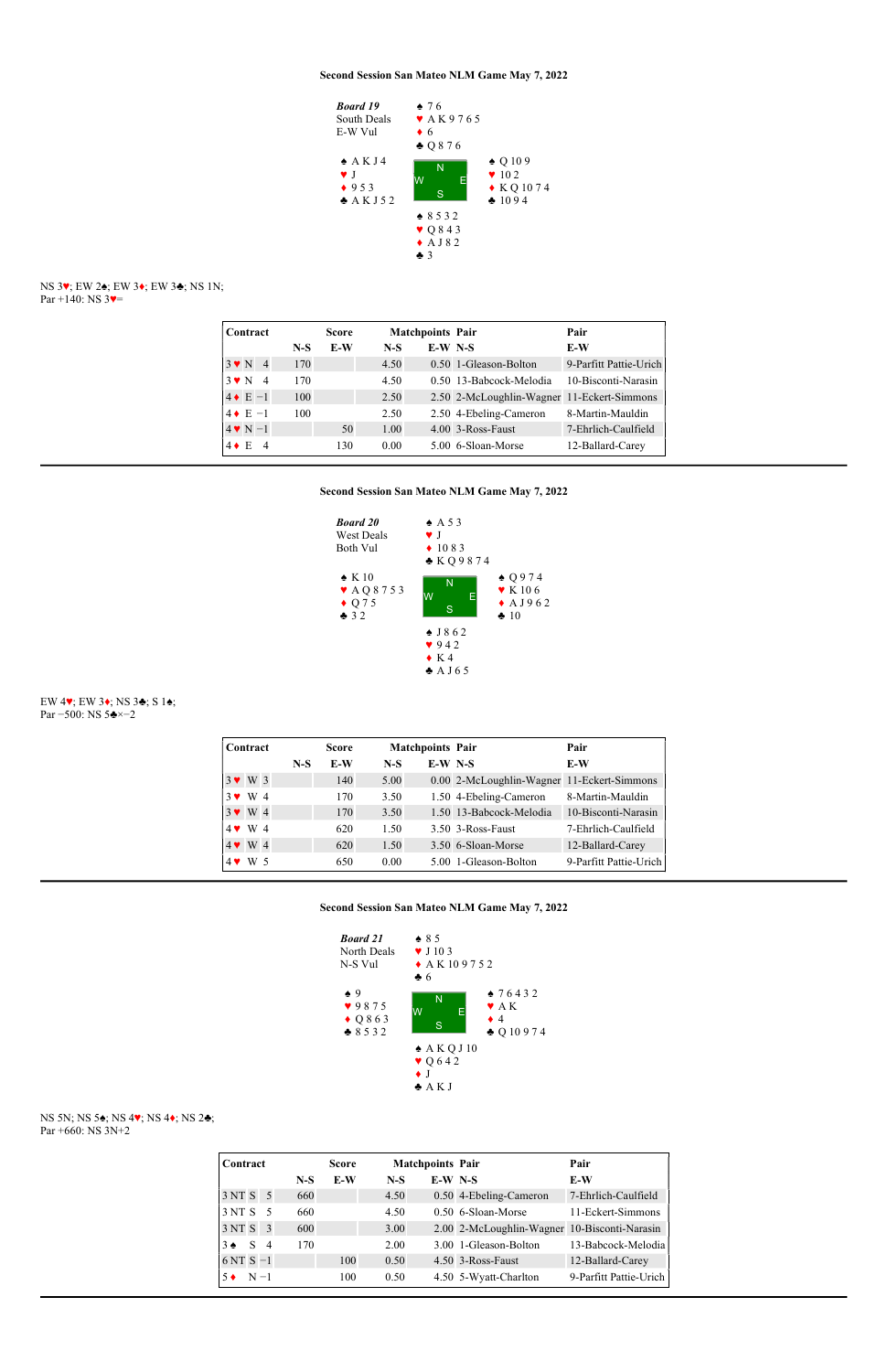### Second Session San Mateo NLM Game May 7, 2022

***Board 19***
South Deals
E-W Vul

North:
♠ 7 6
♥ A K 9 7 6 5
♦ 6
♣ Q 8 7 6

West:
♠ A K J 4
♥ J
♦ 9 5 3
♣ A K J 5 2

East:
♠ Q 10 9
♥ 10 2
♦ K Q 10 7 4
♣ 10 9 4

South:
♠ 8 5 3 2
♥ Q 8 4 3
♦ A J 8 2
♣ 3

NS 3♥; EW 2♠; EW 3♦; EW 3♣; NS 1N;
Par +140: NS 3♥=

| Contract | | | Score | | Matchpoints | | Pair | Pair |
|---|---|---|---|---|---|---|---|---|
| | | | N-S | E-W | N-S | E-W | N-S | E-W |
| 3♥ | N | 4 | 170 | | 4.50 | 0.50 | 1-Gleason-Bolton | 9-Parfitt Pattie-Urich |
| 3♥ | N | 4 | 170 | | 4.50 | 0.50 | 13-Babcock-Melodia | 10-Bisconti-Narasin |
| 4♦ | E | −1 | 100 | | 2.50 | 2.50 | 2-McLoughlin-Wagner | 11-Eckert-Simmons |
| 4♦ | E | −1 | 100 | | 2.50 | 2.50 | 4-Ebeling-Cameron | 8-Martin-Mauldin |
| 4♥ | N | −1 | | 50 | 1.00 | 4.00 | 3-Ross-Faust | 7-Ehrlich-Caulfield |
| 4♦ | E | 4 | | 130 | 0.00 | 5.00 | 6-Sloan-Morse | 12-Ballard-Carey |

---

### Second Session San Mateo NLM Game May 7, 2022

***Board 20***
West Deals
Both Vul

North:
♠ A 5 3
♥ J
♦ 10 8 3
♣ K Q 9 8 7 4

West:
♠ K 10
♥ A Q 8 7 5 3
♦ Q 7 5
♣ 3 2

East:
♠ Q 9 7 4
♥ K 10 6
♦ A J 9 6 2
♣ 10

South:
♠ J 8 6 2
♥ 9 4 2
♦ K 4
♣ A J 6 5

EW 4♥; EW 3♦; NS 3♣; S 1♠;
Par −500: NS 5♣×−2

| Contract | | | Score | | Matchpoints | | Pair | Pair |
|---|---|---|---|---|---|---|---|---|
| | | | N-S | E-W | N-S | E-W | N-S | E-W |
| 3♥ | W | 3 | | 140 | 5.00 | 0.00 | 2-McLoughlin-Wagner | 11-Eckert-Simmons |
| 3♥ | W | 4 | | 170 | 3.50 | 1.50 | 4-Ebeling-Cameron | 8-Martin-Mauldin |
| 3♥ | W | 4 | | 170 | 3.50 | 1.50 | 13-Babcock-Melodia | 10-Bisconti-Narasin |
| 4♥ | W | 4 | | 620 | 1.50 | 3.50 | 3-Ross-Faust | 7-Ehrlich-Caulfield |
| 4♥ | W | 4 | | 620 | 1.50 | 3.50 | 6-Sloan-Morse | 12-Ballard-Carey |
| 4♥ | W | 5 | | 650 | 0.00 | 5.00 | 1-Gleason-Bolton | 9-Parfitt Pattie-Urich |

---

### Second Session San Mateo NLM Game May 7, 2022

***Board 21***
North Deals
N-S Vul

North:
♠ 8 5
♥ J 10 3
♦ A K 10 9 7 5 2
♣ 6

West:
♠ 9
♥ 9 8 7 5
♦ Q 8 6 3
♣ 8 5 3 2

East:
♠ 7 6 4 3 2
♥ A K
♦ 4
♣ Q 10 9 7 4

South:
♠ A K Q J 10
♥ Q 6 4 2
♦ J
♣ A K J

NS 5N; NS 5♠; NS 4♥; NS 4♦; NS 2♣;
Par +660: NS 3N+2

| Contract | | | Score | | Matchpoints | | Pair | Pair |
|---|---|---|---|---|---|---|---|---|
| | | | N-S | E-W | N-S | E-W | N-S | E-W |
| 3 NT | S | 5 | 660 | | 4.50 | 0.50 | 4-Ebeling-Cameron | 7-Ehrlich-Caulfield |
| 3 NT | S | 5 | 660 | | 4.50 | 0.50 | 6-Sloan-Morse | 11-Eckert-Simmons |
| 3 NT | S | 3 | 600 | | 3.00 | 2.00 | 2-McLoughlin-Wagner | 10-Bisconti-Narasin |
| 3♠ | S | 4 | 170 | | 2.00 | 3.00 | 1-Gleason-Bolton | 13-Babcock-Melodia |
| 6 NT | S | −1 | | 100 | 0.50 | 4.50 | 3-Ross-Faust | 12-Ballard-Carey |
| 5♦ | N | −1 | | 100 | 0.50 | 4.50 | 5-Wyatt-Charlton | 9-Parfitt Pattie-Urich |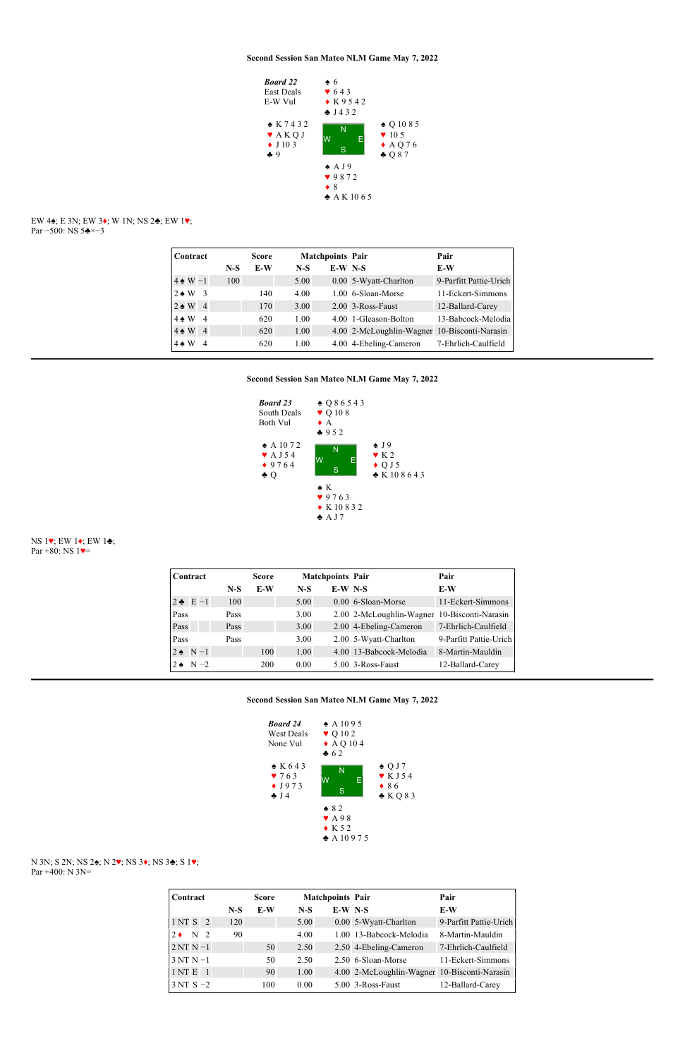### Second Session San Mateo NLM Game May 7, 2022

***Board 22***
East Deals
E-W Vul

North:
♠ 6
♥ 6 4 3
♦ K 9 5 4 2
♣ J 4 3 2

West:
♠ K 7 4 3 2
♥ A K Q J
♦ J 10 3
♣ 9

East:
♠ Q 10 8 5
♥ 10 5
♦ A Q 7 6
♣ Q 8 7

South:
♠ A J 9
♥ 9 8 7 2
♦ 8
♣ A K 10 6 5

EW 4♠; E 3N; EW 3♦; W 1N; NS 2♣; EW 1♥;
Par −500: NS 5♣×−3

| Contract | | | Score | | Matchpoints | | Pair | Pair |
|---|---|---|---|---|---|---|---|---|
| | | | N-S | E-W | N-S | E-W | N-S | E-W |
| 4♠ | W | −1 | 100 | | 5.00 | 0.00 | 5-Wyatt-Charlton | 9-Parfitt Pattie-Urich |
| 2♠ | W | 3 | | 140 | 4.00 | 1.00 | 6-Sloan-Morse | 11-Eckert-Simmons |
| 2♠ | W | 4 | | 170 | 3.00 | 2.00 | 3-Ross-Faust | 12-Ballard-Carey |
| 4♠ | W | 4 | | 620 | 1.00 | 4.00 | 1-Gleason-Bolton | 13-Babcock-Melodia |
| 4♠ | W | 4 | | 620 | 1.00 | 4.00 | 2-McLoughlin-Wagner | 10-Bisconti-Narasin |
| 4♠ | W | 4 | | 620 | 1.00 | 4.00 | 4-Ebeling-Cameron | 7-Ehrlich-Caulfield |

### Second Session San Mateo NLM Game May 7, 2022

***Board 23***
South Deals
Both Vul

North:
♠ Q 8 6 5 4 3
♥ Q 10 8
♦ A
♣ 9 5 2

West:
♠ A 10 7 2
♥ A J 5 4
♦ 9 7 6 4
♣ Q

East:
♠ J 9
♥ K 2
♦ Q J 5
♣ K 10 8 6 4 3

South:
♠ K
♥ 9 7 6 3
♦ K 10 8 3 2
♣ A J 7

NS 1♥; EW 1♦; EW 1♣;
Par +80: NS 1♥=

| Contract | | | Score | | Matchpoints | | Pair | Pair |
|---|---|---|---|---|---|---|---|---|
| | | | N-S | E-W | N-S | E-W | N-S | E-W |
| 2♣ | E | −1 | 100 | | 5.00 | 0.00 | 6-Sloan-Morse | 11-Eckert-Simmons |
| Pass | | | Pass | | 3.00 | 2.00 | 2-McLoughlin-Wagner | 10-Bisconti-Narasin |
| Pass | | | Pass | | 3.00 | 2.00 | 4-Ebeling-Cameron | 7-Ehrlich-Caulfield |
| Pass | | | Pass | | 3.00 | 2.00 | 5-Wyatt-Charlton | 9-Parfitt Pattie-Urich |
| 2♠ | N | −1 | | 100 | 1.00 | 4.00 | 13-Babcock-Melodia | 8-Martin-Mauldin |
| 2♠ | N | −2 | | 200 | 0.00 | 5.00 | 3-Ross-Faust | 12-Ballard-Carey |

### Second Session San Mateo NLM Game May 7, 2022

***Board 24***
West Deals
None Vul

North:
♠ A 10 9 5
♥ Q 10 2
♦ A Q 10 4
♣ 6 2

West:
♠ K 6 4 3
♥ 7 6 3
♦ J 9 7 3
♣ J 4

East:
♠ Q J 7
♥ K J 5 4
♦ 8 6
♣ K Q 8 3

South:
♠ 8 2
♥ A 9 8
♦ K 5 2
♣ A 10 9 7 5

N 3N; S 2N; NS 2♠; N 2♥; NS 3♦; NS 3♣; S 1♥;
Par +400: N 3N=

| Contract | | | Score | | Matchpoints | | Pair | Pair |
|---|---|---|---|---|---|---|---|---|
| | | | N-S | E-W | N-S | E-W | N-S | E-W |
| 1 NT | S | 2 | 120 | | 5.00 | 0.00 | 5-Wyatt-Charlton | 9-Parfitt Pattie-Urich |
| 2♦ | N | 2 | 90 | | 4.00 | 1.00 | 13-Babcock-Melodia | 8-Martin-Mauldin |
| 2 NT | N | −1 | | 50 | 2.50 | 2.50 | 4-Ebeling-Cameron | 7-Ehrlich-Caulfield |
| 3 NT | N | −1 | | 50 | 2.50 | 2.50 | 6-Sloan-Morse | 11-Eckert-Simmons |
| 1 NT | E | 1 | | 90 | 1.00 | 4.00 | 2-McLoughlin-Wagner | 10-Bisconti-Narasin |
| 3 NT | S | −2 | | 100 | 0.00 | 5.00 | 3-Ross-Faust | 12-Ballard-Carey |